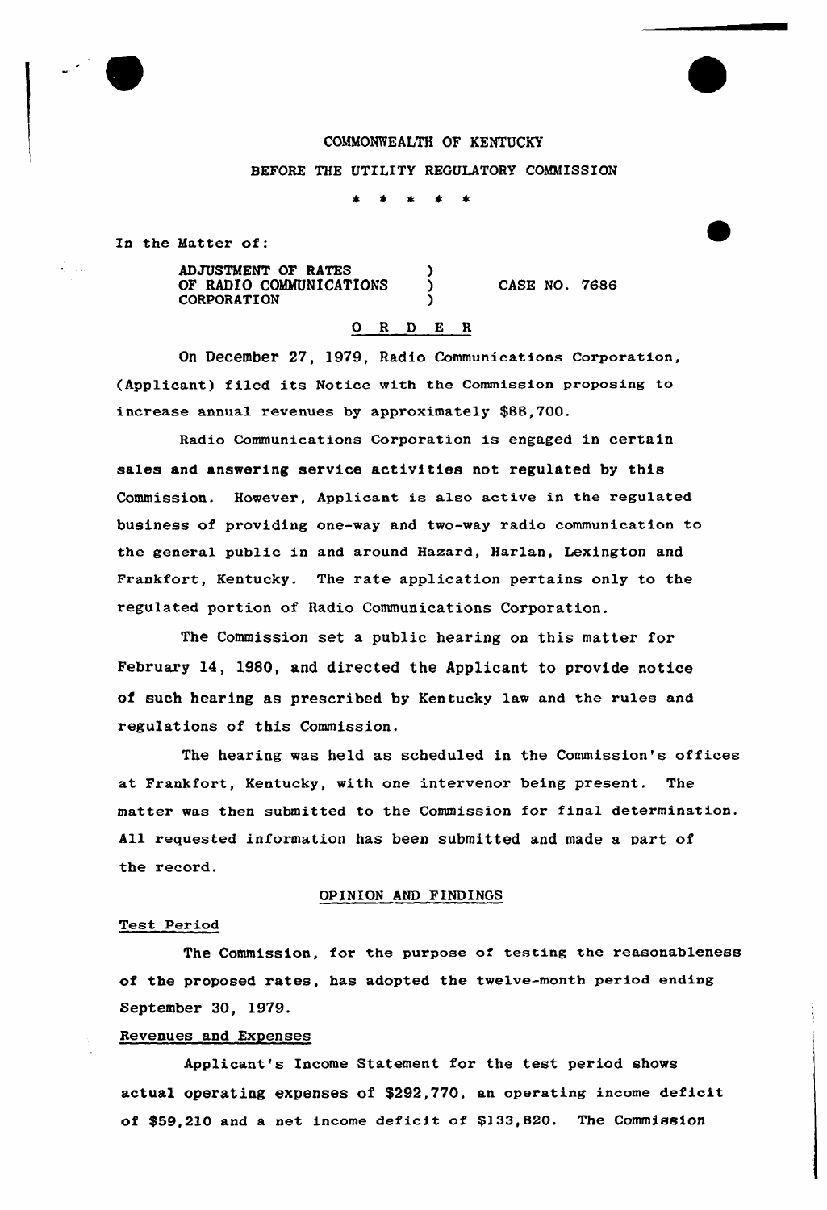COMMONWEALTH OF KENTUCKY

BEFORE THE UTILITY REGULATORY COMMISSION

\* \* \* \* \*

In the Matter of:

ADJUSTMENT OF RATES OF RADIO COMMUNICATIONS CORPORATION ) CASE NO. 7686

## O R D E R

On December 27, 1979, Radio Communications Corporation, (Applicant) filed its Notice with the Commission proposing to increase annual revenues by approximately $88,700.

Radio Communications Corporation is engaged in certain sales and answering service activities not regulated by this Commission. However, Applicant is also active in the regulated business of providing one-way and two-way radio communication to the general public in and around Hazard, Harlan, Lexington and Frankfort, Kentucky. The rate application pertains only to the regulated portion of Radio Communications Corporation.

The Commission set a public hearing on this matter for February 14, 1980, and directed the Applicant to provide notice of such hearing as prescribed by Kentucky law and the rules and regulations of this Commission.

The hearing was held as scheduled in the Commission's offices at Frankfort, Kentucky, with one intervenor being present. The matter was then submitted to the Commission for final determination. All requested information has been submitted and made a part of the record.

## OPINION AND FINDINGS

### Test Period

The Commission, for the purpose of testing the reasonableness of the proposed rates, has adopted the twelve-month period ending September 30, 1979.

### Revenues and Expenses

Applicant's Income Statement for the test period shows actual operating expenses of $292,770, an operating income deficit of $59,210 and a net income deficit of $133,820. The Commission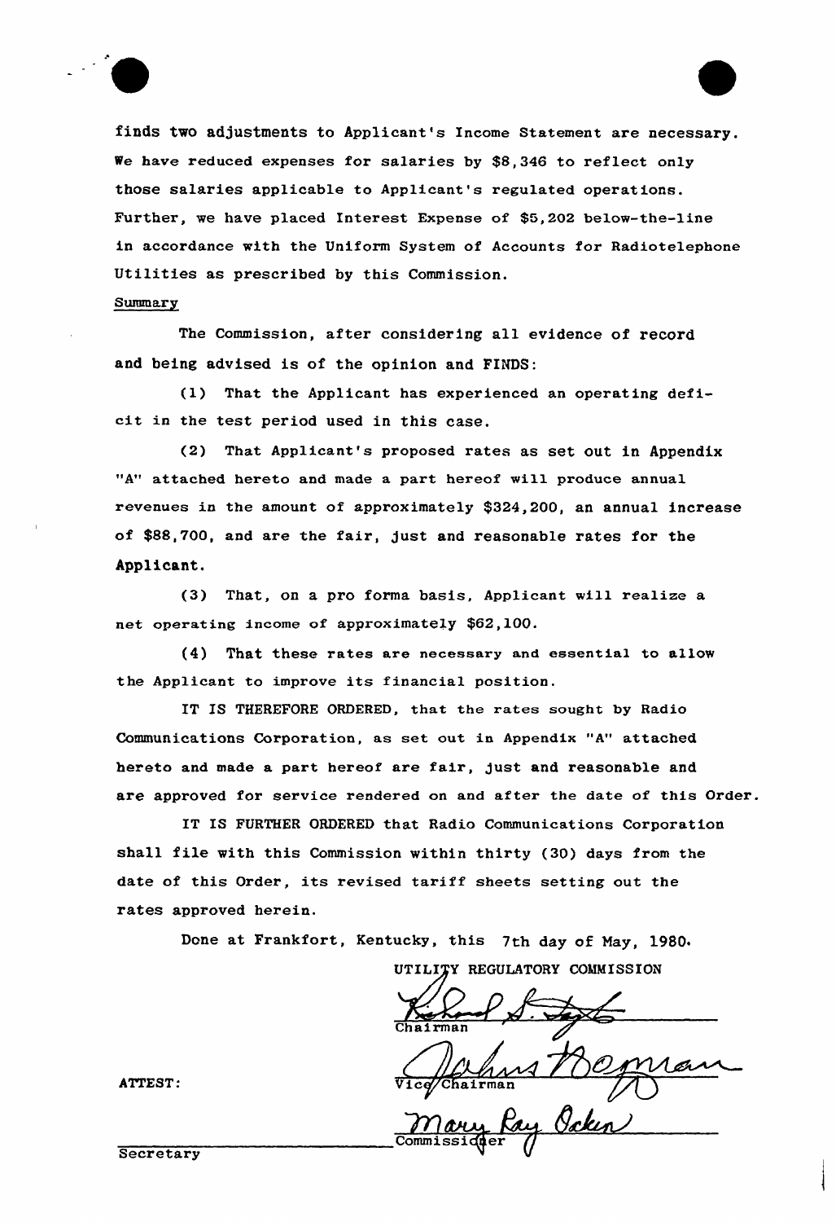finds two adjustments to Applicant's Income Statement are necessary. We have reduced expenses for salaries by $8,346 to reflect only those salaries applicable to Applicant's regulated operations. Further, we have placed Interest Expense of $5,202 below-the-line in accordance with the Uniform System of Accounts for Radiotelephone Utilities as prescribed by this Commission.

Summary

The Commission, after considering all evidence of record and being advised is of the opinion and FINDS:

(1) That the Applicant has experienced an operating deficit in the test period used in this case.

(2) That Applicant's proposed rates as set out in Appendix "A" attached hereto and made a part hereof will produce annual revenues in the amount of approximately $324,200, an annual increase of $88,700, and are the fair, just and reasonable rates for the Applicant.

(3) That, on a pro forma basis, Applicant will realize a net operating income of approximately $62,100.

(4) That these rates are necessary and essential to allow the Applicant to improve its financial position.

IT IS THEREFORE ORDERED, that the rates sought by Radio Communications Corporation, as set out in Appendix "A" attached hereto and made a part hereof are fair, just and reasonable and are approved for service rendered on and after the date of this Order.

IT IS FURTHER ORDERED that Radio Communications Corporation shall file with this Commission within thirty (30) days from the date of this Order, its revised tariff sheets setting out the rates approved herein.

Done at Frankfort, Kentucky, this 7th day of May, 1980.

UTILITY REGULATORY COMMISSION

Richard S. Heyte
Chairman

Johns Bowman
Vice Chairman

Mary Kay Ocken
Commissioner

ATTEST:

Secretary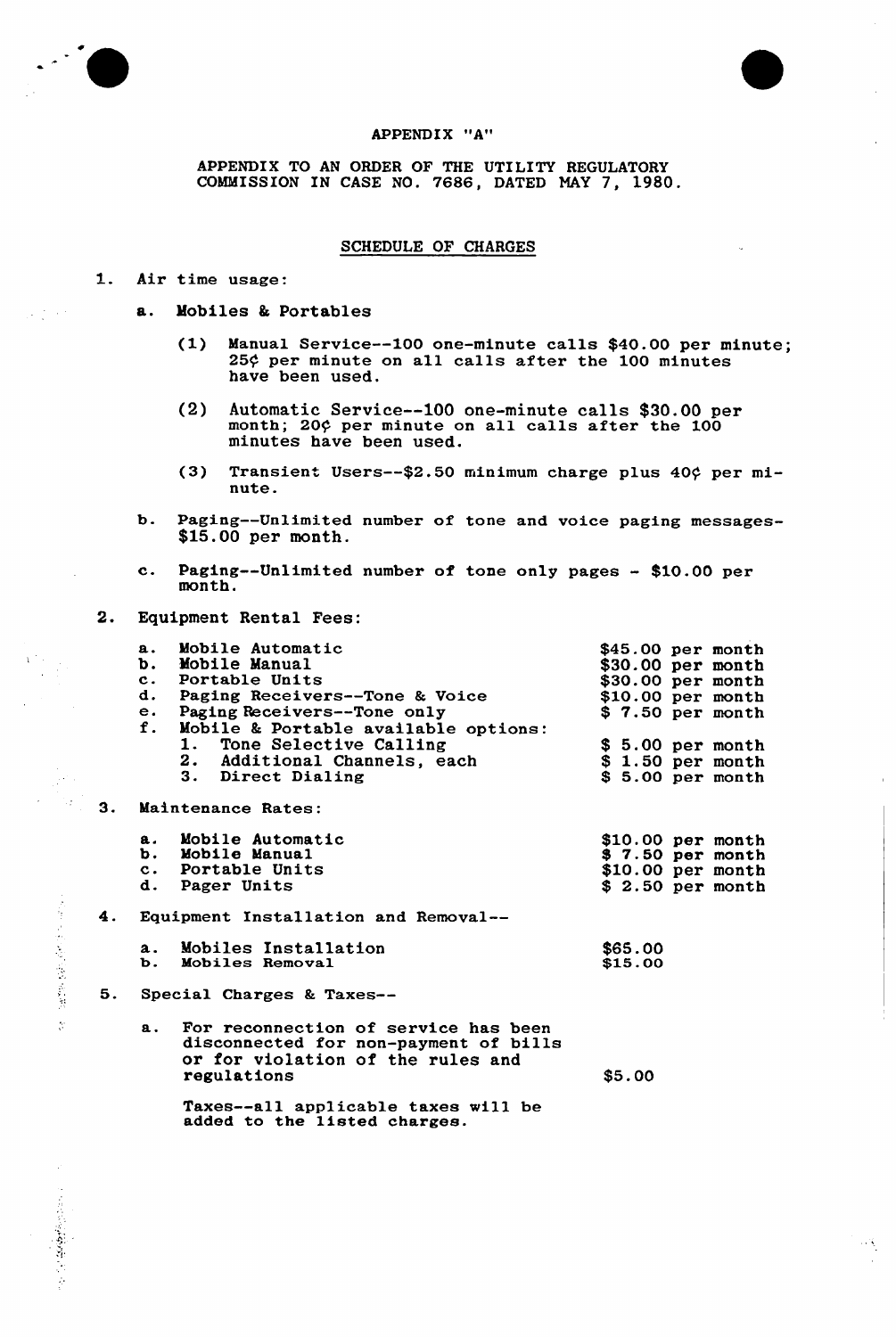APPENDIX "A"

APPENDIX TO AN ORDER OF THE UTILITY REGULATORY COMMISSION IN CASE NO. 7686, DATED MAY 7, 1980.

## SCHEDULE OF CHARGES

1. Air time usage:

   a. Mobiles & Portables

      (1) Manual Service--100 one-minute calls $40.00 per minute; 25¢ per minute on all calls after the 100 minutes have been used.

      (2) Automatic Service--100 one-minute calls $30.00 per month; 20¢ per minute on all calls after the 100 minutes have been used.

      (3) Transient Users--$2.50 minimum charge plus 40¢ per minute.

   b. Paging--Unlimited number of tone and voice paging messages-$15.00 per month.

   c. Paging--Unlimited number of tone only pages - $10.00 per month.

2. Equipment Rental Fees:

| | |
|---|---|
| a. Mobile Automatic | $45.00 per month |
| b. Mobile Manual | $30.00 per month |
| c. Portable Units | $30.00 per month |
| d. Paging Receivers--Tone & Voice | $10.00 per month |
| e. Paging Receivers--Tone only | $ 7.50 per month |
| f. Mobile & Portable available options: | |
| 1. Tone Selective Calling | $ 5.00 per month |
| 2. Additional Channels, each | $ 1.50 per month |
| 3. Direct Dialing | $ 5.00 per month |

3. Maintenance Rates:

| | |
|---|---|
| a. Mobile Automatic | $10.00 per month |
| b. Mobile Manual | $ 7.50 per month |
| c. Portable Units | $10.00 per month |
| d. Pager Units | $ 2.50 per month |

4. Equipment Installation and Removal--

| | |
|---|---|
| a. Mobiles Installation | $65.00 |
| b. Mobiles Removal | $15.00 |

5. Special Charges & Taxes--

| | |
|---|---|
| a. For reconnection of service has been disconnected for non-payment of bills or for violation of the rules and regulations | $5.00 |

   Taxes--all applicable taxes will be added to the listed charges.